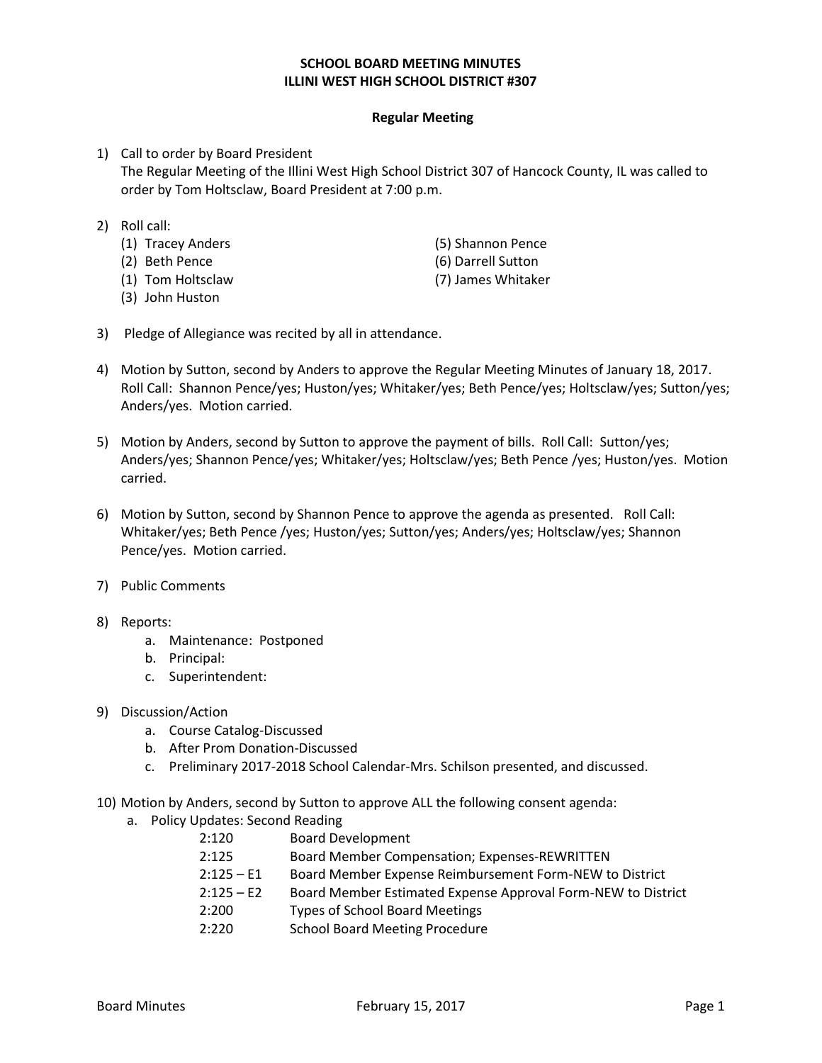**SCHOOL BOARD MEETING MINUTES**
**ILLINI WEST HIGH SCHOOL DISTRICT #307**

**Regular Meeting**

1) Call to order by Board President
   The Regular Meeting of the Illini West High School District 307 of Hancock County, IL was called to order by Tom Holtsclaw, Board President at 7:00 p.m.

2) Roll call:
   (1) Tracey Anders
   (2) Beth Pence
   (1) Tom Holtsclaw
   (3) John Huston
   (5) Shannon Pence
   (6) Darrell Sutton
   (7) James Whitaker

3) Pledge of Allegiance was recited by all in attendance.

4) Motion by Sutton, second by Anders to approve the Regular Meeting Minutes of January 18, 2017. Roll Call: Shannon Pence/yes; Huston/yes; Whitaker/yes; Beth Pence/yes; Holtsclaw/yes; Sutton/yes; Anders/yes. Motion carried.

5) Motion by Anders, second by Sutton to approve the payment of bills. Roll Call: Sutton/yes; Anders/yes; Shannon Pence/yes; Whitaker/yes; Holtsclaw/yes; Beth Pence /yes; Huston/yes. Motion carried.

6) Motion by Sutton, second by Shannon Pence to approve the agenda as presented. Roll Call: Whitaker/yes; Beth Pence /yes; Huston/yes; Sutton/yes; Anders/yes; Holtsclaw/yes; Shannon Pence/yes. Motion carried.

7) Public Comments

8) Reports:
   a. Maintenance: Postponed
   b. Principal:
   c. Superintendent:

9) Discussion/Action
   a. Course Catalog-Discussed
   b. After Prom Donation-Discussed
   c. Preliminary 2017-2018 School Calendar-Mrs. Schilson presented, and discussed.

10) Motion by Anders, second by Sutton to approve ALL the following consent agenda:
    a. Policy Updates: Second Reading

| | |
|---|---|
| 2:120 | Board Development |
| 2:125 | Board Member Compensation; Expenses-REWRITTEN |
| 2:125 – E1 | Board Member Expense Reimbursement Form-NEW to District |
| 2:125 – E2 | Board Member Estimated Expense Approval Form-NEW to District |
| 2:200 | Types of School Board Meetings |
| 2:220 | School Board Meeting Procedure |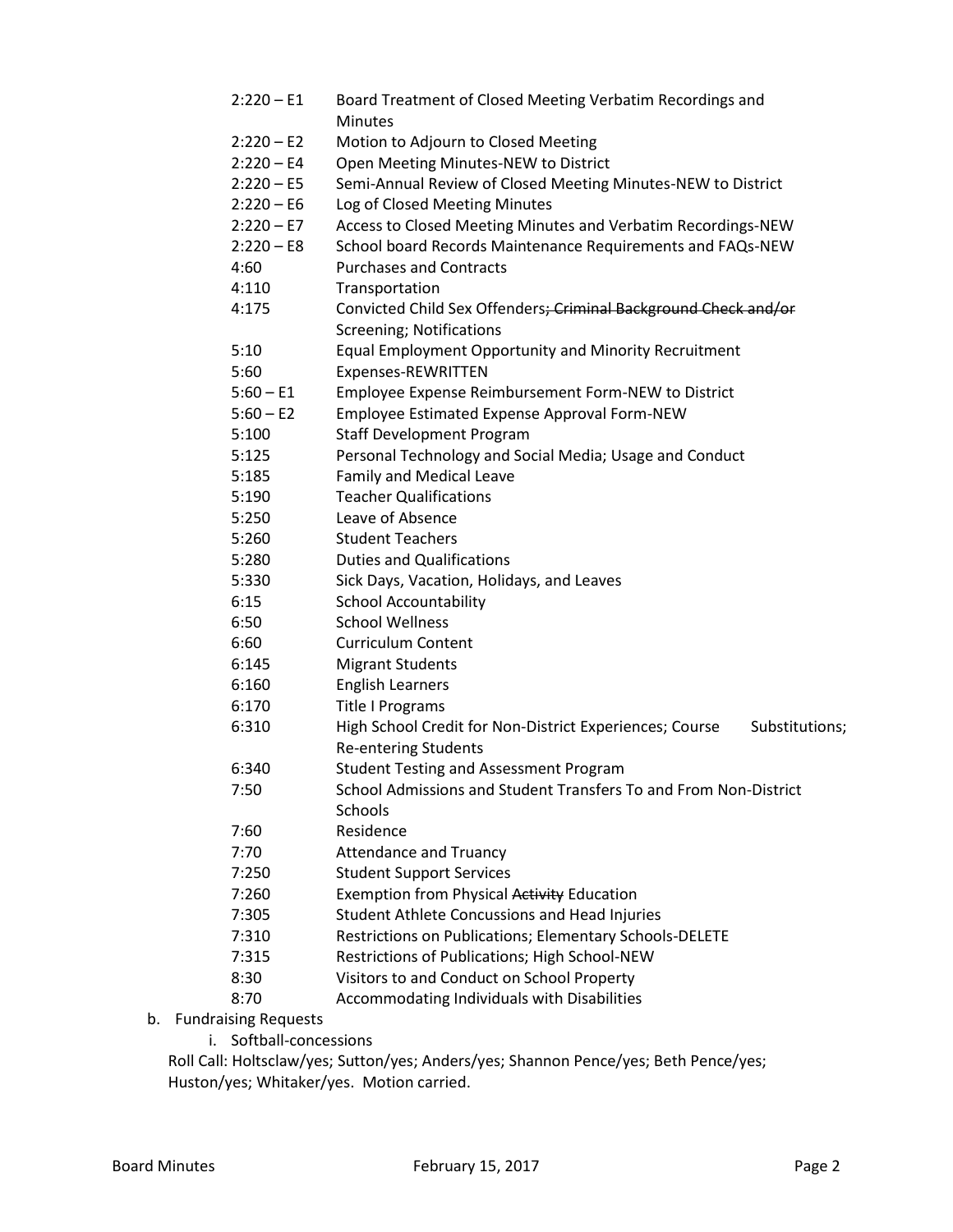| | |
|---|---|
| 2:220 – E1 | Board Treatment of Closed Meeting Verbatim Recordings and Minutes |
| 2:220 – E2 | Motion to Adjourn to Closed Meeting |
| 2:220 – E4 | Open Meeting Minutes-NEW to District |
| 2:220 – E5 | Semi-Annual Review of Closed Meeting Minutes-NEW to District |
| 2:220 – E6 | Log of Closed Meeting Minutes |
| 2:220 – E7 | Access to Closed Meeting Minutes and Verbatim Recordings-NEW |
| 2:220 – E8 | School board Records Maintenance Requirements and FAQs-NEW |
| 4:60 | Purchases and Contracts |
| 4:110 | Transportation |
| 4:175 | Convicted Child Sex Offenders~~; Criminal Background Check and/or~~ Screening; Notifications |
| 5:10 | Equal Employment Opportunity and Minority Recruitment |
| 5:60 | Expenses-REWRITTEN |
| 5:60 – E1 | Employee Expense Reimbursement Form-NEW to District |
| 5:60 – E2 | Employee Estimated Expense Approval Form-NEW |
| 5:100 | Staff Development Program |
| 5:125 | Personal Technology and Social Media; Usage and Conduct |
| 5:185 | Family and Medical Leave |
| 5:190 | Teacher Qualifications |
| 5:250 | Leave of Absence |
| 5:260 | Student Teachers |
| 5:280 | Duties and Qualifications |
| 5:330 | Sick Days, Vacation, Holidays, and Leaves |
| 6:15 | School Accountability |
| 6:50 | School Wellness |
| 6:60 | Curriculum Content |
| 6:145 | Migrant Students |
| 6:160 | English Learners |
| 6:170 | Title I Programs |
| 6:310 | High School Credit for Non-District Experiences; Course Substitutions; Re-entering Students |
| 6:340 | Student Testing and Assessment Program |
| 7:50 | School Admissions and Student Transfers To and From Non-District Schools |
| 7:60 | Residence |
| 7:70 | Attendance and Truancy |
| 7:250 | Student Support Services |
| 7:260 | Exemption from Physical ~~Activity~~ Education |
| 7:305 | Student Athlete Concussions and Head Injuries |
| 7:310 | Restrictions on Publications; Elementary Schools-DELETE |
| 7:315 | Restrictions of Publications; High School-NEW |
| 8:30 | Visitors to and Conduct on School Property |
| 8:70 | Accommodating Individuals with Disabilities |

b. Fundraising Requests

   i. Softball-concessions

Roll Call: Holtsclaw/yes; Sutton/yes; Anders/yes; Shannon Pence/yes; Beth Pence/yes; Huston/yes; Whitaker/yes. Motion carried.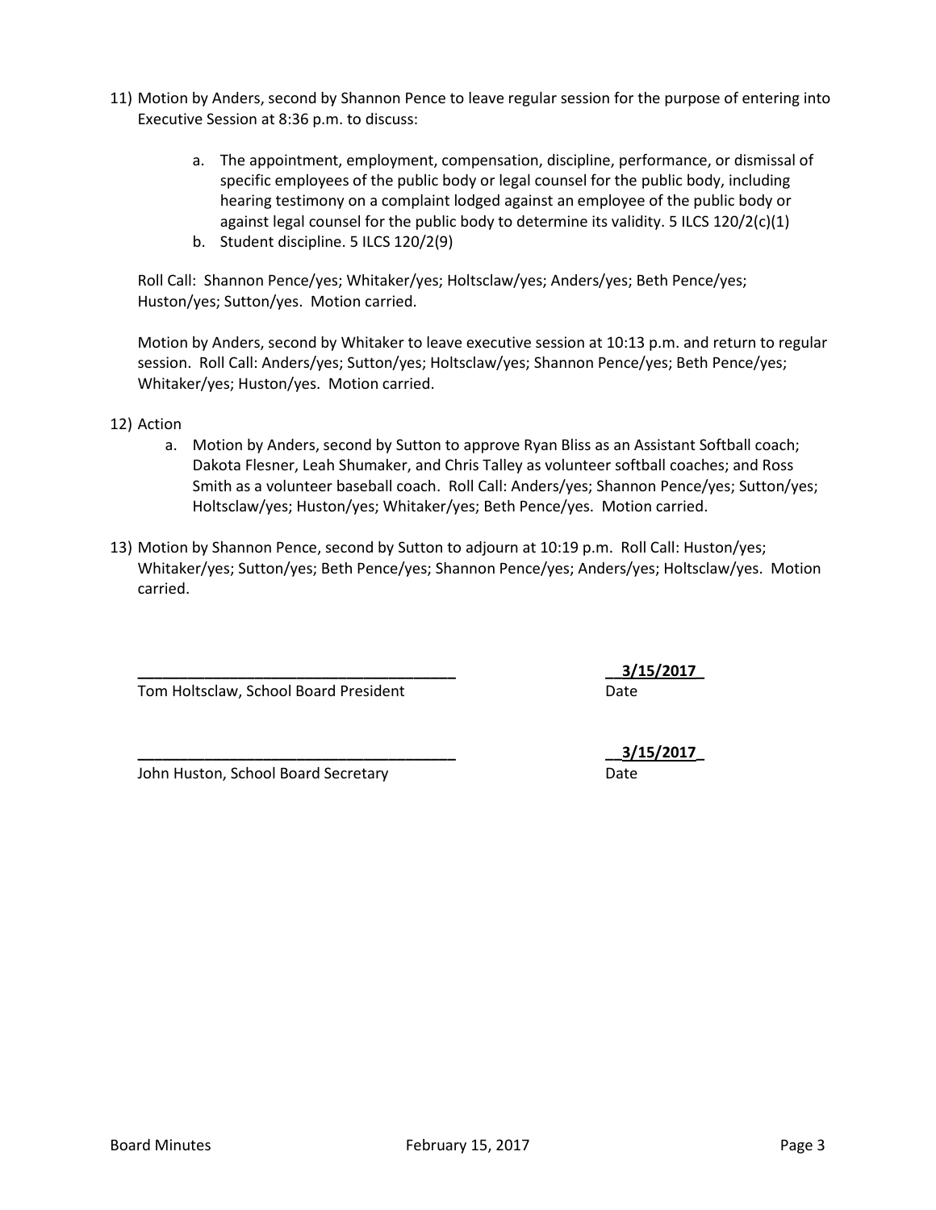11) Motion by Anders, second by Shannon Pence to leave regular session for the purpose of entering into Executive Session at 8:36 p.m. to discuss:

    a. The appointment, employment, compensation, discipline, performance, or dismissal of specific employees of the public body or legal counsel for the public body, including hearing testimony on a complaint lodged against an employee of the public body or against legal counsel for the public body to determine its validity. 5 ILCS 120/2(c)(1)
    b. Student discipline. 5 ILCS 120/2(9)

    Roll Call: Shannon Pence/yes; Whitaker/yes; Holtsclaw/yes; Anders/yes; Beth Pence/yes; Huston/yes; Sutton/yes. Motion carried.

    Motion by Anders, second by Whitaker to leave executive session at 10:13 p.m. and return to regular session. Roll Call: Anders/yes; Sutton/yes; Holtsclaw/yes; Shannon Pence/yes; Beth Pence/yes; Whitaker/yes; Huston/yes. Motion carried.

12) Action
    a. Motion by Anders, second by Sutton to approve Ryan Bliss as an Assistant Softball coach; Dakota Flesner, Leah Shumaker, and Chris Talley as volunteer softball coaches; and Ross Smith as a volunteer baseball coach. Roll Call: Anders/yes; Shannon Pence/yes; Sutton/yes; Holtsclaw/yes; Huston/yes; Whitaker/yes; Beth Pence/yes. Motion carried.

13) Motion by Shannon Pence, second by Sutton to adjourn at 10:19 p.m. Roll Call: Huston/yes; Whitaker/yes; Sutton/yes; Beth Pence/yes; Shannon Pence/yes; Anders/yes; Holtsclaw/yes. Motion carried.

______________________________________ **3/15/2017**
Tom Holtsclaw, School Board President Date

______________________________________ **3/15/2017**
John Huston, School Board Secretary Date